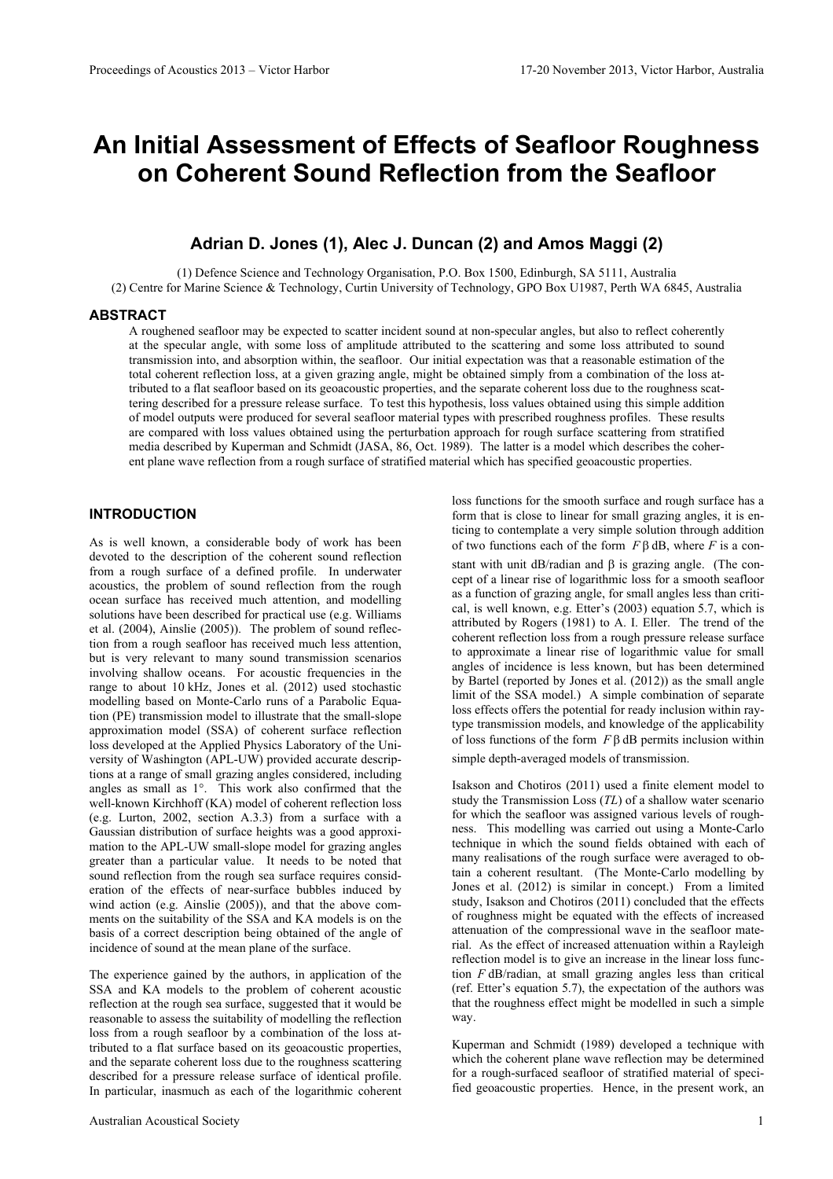# An Initial Assessment of Effects of Seafloor Roughness on Coherent Sound Reflection from the Seafloor

**Adrian D. Jones (1), Alec J. Duncan (2) and Amos Maggi (2)**

(1) Defence Science and Technology Organisation, P.O. Box 1500, Edinburgh, SA 5111, Australia
(2) Centre for Marine Science & Technology, Curtin University of Technology, GPO Box U1987, Perth WA 6845, Australia

## ABSTRACT

A roughened seafloor may be expected to scatter incident sound at non-specular angles, but also to reflect coherently at the specular angle, with some loss of amplitude attributed to the scattering and some loss attributed to sound transmission into, and absorption within, the seafloor. Our initial expectation was that a reasonable estimation of the total coherent reflection loss, at a given grazing angle, might be obtained simply from a combination of the loss attributed to a flat seafloor based on its geoacoustic properties, and the separate coherent loss due to the roughness scattering described for a pressure release surface. To test this hypothesis, loss values obtained using this simple addition of model outputs were produced for several seafloor material types with prescribed roughness profiles. These results are compared with loss values obtained using the perturbation approach for rough surface scattering from stratified media described by Kuperman and Schmidt (JASA, 86, Oct. 1989). The latter is a model which describes the coherent plane wave reflection from a rough surface of stratified material which has specified geoacoustic properties.

## INTRODUCTION

As is well known, a considerable body of work has been devoted to the description of the coherent sound reflection from a rough surface of a defined profile. In underwater acoustics, the problem of sound reflection from the rough ocean surface has received much attention, and modelling solutions have been described for practical use (e.g. Williams et al. (2004), Ainslie (2005)). The problem of sound reflection from a rough seafloor has received much less attention, but is very relevant to many sound transmission scenarios involving shallow oceans. For acoustic frequencies in the range to about 10 kHz, Jones et al. (2012) used stochastic modelling based on Monte-Carlo runs of a Parabolic Equation (PE) transmission model to illustrate that the small-slope approximation model (SSA) of coherent surface reflection loss developed at the Applied Physics Laboratory of the University of Washington (APL-UW) provided accurate descriptions at a range of small grazing angles considered, including angles as small as 1°. This work also confirmed that the well-known Kirchhoff (KA) model of coherent reflection loss (e.g. Lurton, 2002, section A.3.3) from a surface with a Gaussian distribution of surface heights was a good approximation to the APL-UW small-slope model for grazing angles greater than a particular value. It needs to be noted that sound reflection from the rough sea surface requires consideration of the effects of near-surface bubbles induced by wind action (e.g. Ainslie (2005)), and that the above comments on the suitability of the SSA and KA models is on the basis of a correct description being obtained of the angle of incidence of sound at the mean plane of the surface.

The experience gained by the authors, in application of the SSA and KA models to the problem of coherent acoustic reflection at the rough sea surface, suggested that it would be reasonable to assess the suitability of modelling the reflection loss from a rough seafloor by a combination of the loss attributed to a flat surface based on its geoacoustic properties, and the separate coherent loss due to the roughness scattering described for a pressure release surface of identical profile. In particular, inasmuch as each of the logarithmic coherent loss functions for the smooth surface and rough surface has a form that is close to linear for small grazing angles, it is enticing to contemplate a very simple solution through addition of two functions each of the form $F\beta$ dB, where $F$ is a constant with unit dB/radian and $\beta$ is grazing angle. (The concept of a linear rise of logarithmic loss for a smooth seafloor as a function of grazing angle, for small angles less than critical, is well known, e.g. Etter's (2003) equation 5.7, which is attributed by Rogers (1981) to A. I. Eller. The trend of the coherent reflection loss from a rough pressure release surface to approximate a linear rise of logarithmic value for small angles of incidence is less known, but has been determined by Bartel (reported by Jones et al. (2012)) as the small angle limit of the SSA model.) A simple combination of separate loss effects offers the potential for ready inclusion within ray-type transmission models, and knowledge of the applicability of loss functions of the form $F\beta$ dB permits inclusion within simple depth-averaged models of transmission.

Isakson and Chotiros (2011) used a finite element model to study the Transmission Loss (*TL*) of a shallow water scenario for which the seafloor was assigned various levels of roughness. This modelling was carried out using a Monte-Carlo technique in which the sound fields obtained with each of many realisations of the rough surface were averaged to obtain a coherent resultant. (The Monte-Carlo modelling by Jones et al. (2012) is similar in concept.) From a limited study, Isakson and Chotiros (2011) concluded that the effects of roughness might be equated with the effects of increased attenuation of the compressional wave in the seafloor material. As the effect of increased attenuation within a Rayleigh reflection model is to give an increase in the linear loss function $F$ dB/radian, at small grazing angles less than critical (ref. Etter's equation 5.7), the expectation of the authors was that the roughness effect might be modelled in such a simple way.

Kuperman and Schmidt (1989) developed a technique with which the coherent plane wave reflection may be determined for a rough-surfaced seafloor of stratified material of specified geoacoustic properties. Hence, in the present work, an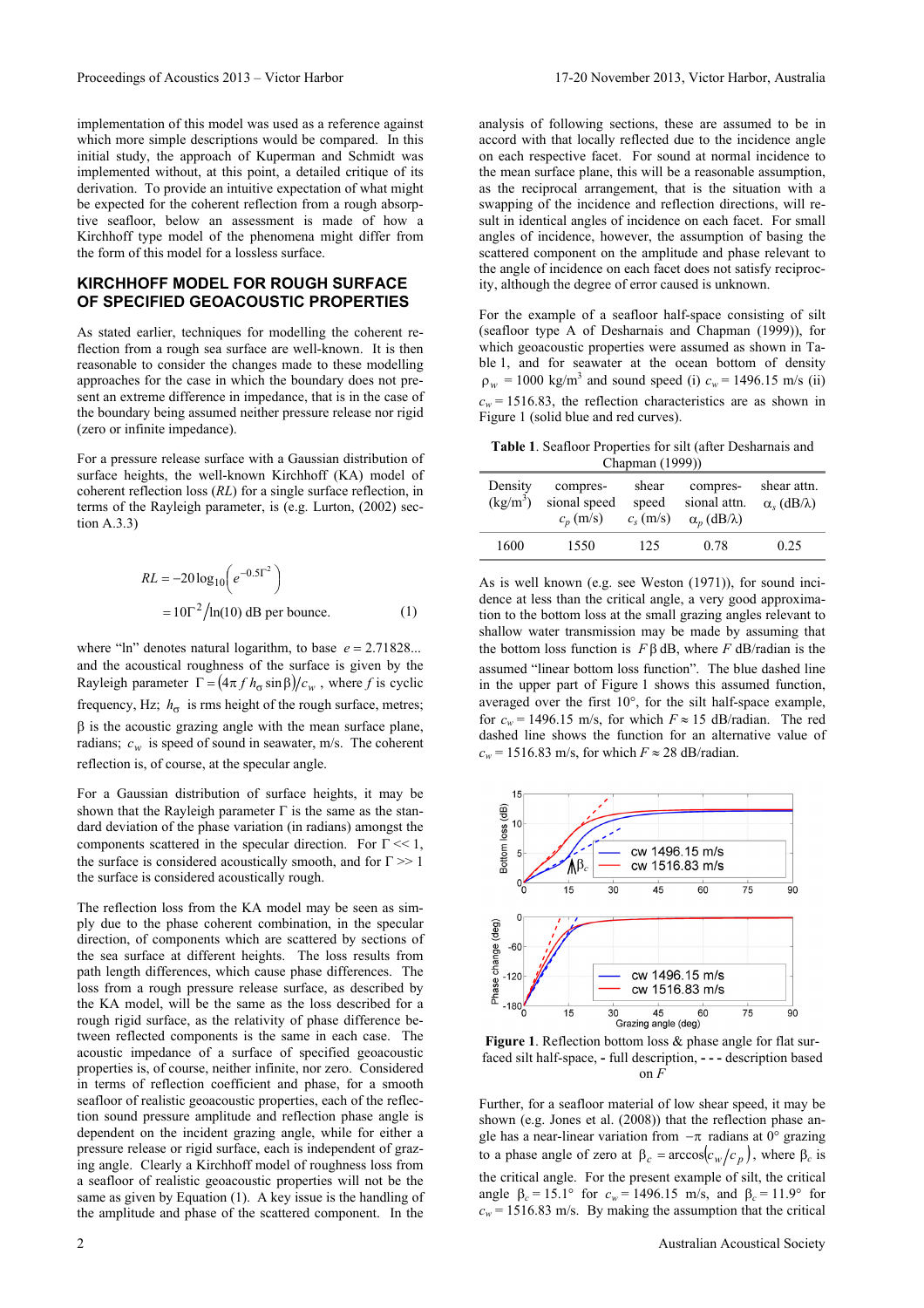implementation of this model was used as a reference against which more simple descriptions would be compared. In this initial study, the approach of Kuperman and Schmidt was implemented without, at this point, a detailed critique of its derivation. To provide an intuitive expectation of what might be expected for the coherent reflection from a rough absorptive seafloor, below an assessment is made of how a Kirchhoff type model of the phenomena might differ from the form of this model for a lossless surface.

## KIRCHHOFF MODEL FOR ROUGH SURFACE OF SPECIFIED GEOACOUSTIC PROPERTIES

As stated earlier, techniques for modelling the coherent reflection from a rough sea surface are well-known. It is then reasonable to consider the changes made to these modelling approaches for the case in which the boundary does not present an extreme difference in impedance, that is in the case of the boundary being assumed neither pressure release nor rigid (zero or infinite impedance).

For a pressure release surface with a Gaussian distribution of surface heights, the well-known Kirchhoff (KA) model of coherent reflection loss ($RL$) for a single surface reflection, in terms of the Rayleigh parameter, is (e.g. Lurton, (2002) section A.3.3)

$$
\begin{aligned}
RL &= -20\log_{10}\left(e^{-0.5\Gamma^2}\right) \\
&= 10\Gamma^2 / \ln(10) \text{ dB per bounce.} \qquad (1)
\end{aligned}
$$

where "ln" denotes natural logarithm, to base $e = 2.71828...$ and the acoustical roughness of the surface is given by the Rayleigh parameter $\Gamma = (4\pi f h_\sigma \sin\beta)/c_w$ , where $f$ is cyclic frequency, Hz; $h_\sigma$ is rms height of the rough surface, metres; $\beta$ is the acoustic grazing angle with the mean surface plane, radians; $c_w$ is speed of sound in seawater, m/s. The coherent reflection is, of course, at the specular angle.

For a Gaussian distribution of surface heights, it may be shown that the Rayleigh parameter $\Gamma$ is the same as the standard deviation of the phase variation (in radians) amongst the components scattered in the specular direction. For $\Gamma << 1$, the surface is considered acoustically smooth, and for $\Gamma >> 1$ the surface is considered acoustically rough.

The reflection loss from the KA model may be seen as simply due to the phase coherent combination, in the specular direction, of components which are scattered by sections of the sea surface at different heights. The loss results from path length differences, which cause phase differences. The loss from a rough pressure release surface, as described by the KA model, will be the same as the loss described for a rough rigid surface, as the relativity of phase difference between reflected components is the same in each case. The acoustic impedance of a surface of specified geoacoustic properties is, of course, neither infinite, nor zero. Considered in terms of reflection coefficient and phase, for a smooth seafloor of realistic geoacoustic properties, each of the reflection sound pressure amplitude and reflection phase angle is dependent on the incident grazing angle, while for either a pressure release or rigid surface, each is independent of grazing angle. Clearly a Kirchhoff model of roughness loss from a seafloor of realistic geoacoustic properties will not be the same as given by Equation (1). A key issue is the handling of the amplitude and phase of the scattered component. In the analysis of following sections, these are assumed to be in accord with that locally reflected due to the incidence angle on each respective facet. For sound at normal incidence to the mean surface plane, this will be a reasonable assumption, as the reciprocal arrangement, that is the situation with a swapping of the incidence and reflection directions, will result in identical angles of incidence on each facet. For small angles of incidence, however, the assumption of basing the scattered component on the amplitude and phase relevant to the angle of incidence on each facet does not satisfy reciprocity, although the degree of error caused is unknown.

For the example of a seafloor half-space consisting of silt (seafloor type A of Desharnais and Chapman (1999)), for which geoacoustic properties were assumed as shown in Table 1, and for seawater at the ocean bottom of density $\rho_w = 1000$ kg/m$^3$ and sound speed (i) $c_w = 1496.15$ m/s (ii) $c_w = 1516.83$ m/s, the reflection characteristics are as shown in Figure 1 (solid blue and red curves).

**Table 1**. Seafloor Properties for silt (after Desharnais and Chapman (1999))

| Density (kg/m$^3$) | compressional speed $c_p$ (m/s) | shear speed $c_s$ (m/s) | compressional attn. $\alpha_p$ (dB/λ) | shear attn. $\alpha_s$ (dB/λ) |
|---|---|---|---|---|
| 1600 | 1550 | 125 | 0.78 | 0.25 |

As is well known (e.g. see Weston (1971)), for sound incidence at less than the critical angle, a very good approximation to the bottom loss at the small grazing angles relevant to shallow water transmission may be made by assuming that the bottom loss function is $F\beta$ dB, where $F$ dB/radian is the assumed "linear bottom loss function". The blue dashed line in the upper part of Figure 1 shows this assumed function, averaged over the first 10°, for the silt half-space example, for $c_w = 1496.15$ m/s, for which $F \approx 15$ dB/radian. The red dashed line shows the function for an alternative value of $c_w = 1516.83$ m/s, for which $F \approx 28$ dB/radian.

**Figure 1**. Reflection bottom loss & phase angle for flat surfaced silt half-space, - full description, - - - description based on $F$

Further, for a seafloor material of low shear speed, it may be shown (e.g. Jones et al. (2008)) that the reflection phase angle has a near-linear variation from $-\pi$ radians at 0° grazing to a phase angle of zero at $\beta_c = \arccos(c_w/c_p)$, where $\beta_c$ is the critical angle. For the present example of silt, the critical angle $\beta_c = 15.1°$ for $c_w = 1496.15$ m/s, and $\beta_c = 11.9°$ for $c_w = 1516.83$ m/s. By making the assumption that the critical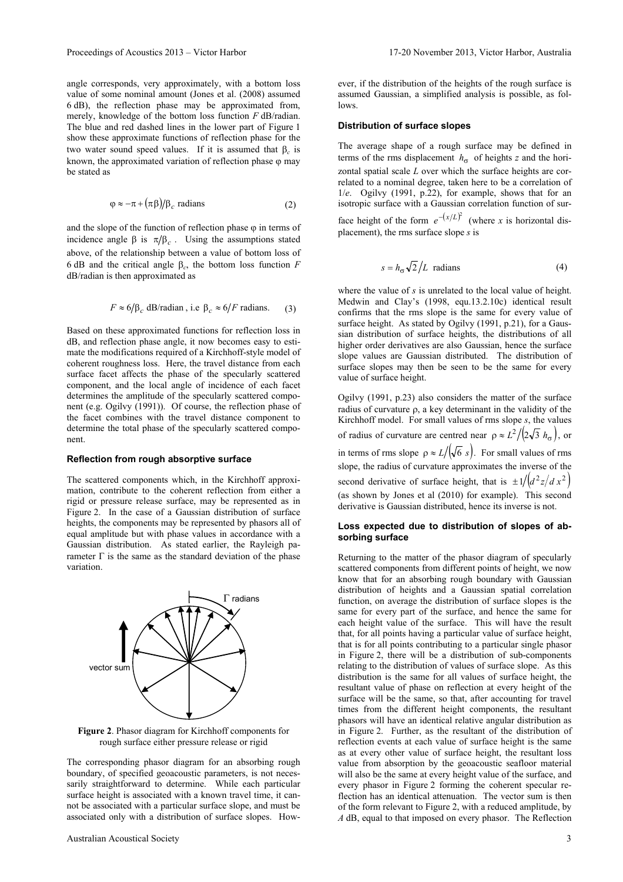angle corresponds, very approximately, with a bottom loss value of some nominal amount (Jones et al. (2008) assumed 6 dB), the reflection phase may be approximated from, merely, knowledge of the bottom loss function $F$ dB/radian. The blue and red dashed lines in the lower part of Figure 1 show these approximate functions of reflection phase for the two water sound speed values. If it is assumed that $\beta_c$ is known, the approximated variation of reflection phase $\varphi$ may be stated as

$$\varphi \approx -\pi + (\pi\beta)/\beta_c \text{ radians} \tag{2}$$

and the slope of the function of reflection phase $\varphi$ in terms of incidence angle $\beta$ is $\pi/\beta_c$. Using the assumptions stated above, of the relationship between a value of bottom loss of 6 dB and the critical angle $\beta_c$, the bottom loss function $F$ dB/radian is then approximated as

$$F \approx 6/\beta_c \text{ dB/radian , i.e } \beta_c \approx 6/F \text{ radians.} \tag{3}$$

Based on these approximated functions for reflection loss in dB, and reflection phase angle, it now becomes easy to estimate the modifications required of a Kirchhoff-style model of coherent roughness loss. Here, the travel distance from each surface facet affects the phase of the specularly scattered component, and the local angle of incidence of each facet determines the amplitude of the specularly scattered component (e.g. Ogilvy (1991)). Of course, the reflection phase of the facet combines with the travel distance component to determine the total phase of the specularly scattered component.

#### Reflection from rough absorptive surface

The scattered components which, in the Kirchhoff approximation, contribute to the coherent reflection from either a rigid or pressure release surface, may be represented as in Figure 2. In the case of a Gaussian distribution of surface heights, the components may be represented by phasors all of equal amplitude but with phase values in accordance with a Gaussian distribution. As stated earlier, the Rayleigh parameter $\Gamma$ is the same as the standard deviation of the phase variation.

**Figure 2**. Phasor diagram for Kirchhoff components for rough surface either pressure release or rigid

The corresponding phasor diagram for an absorbing rough boundary, of specified geoacoustic parameters, is not necessarily straightforward to determine. While each particular surface height is associated with a known travel time, it cannot be associated with a particular surface slope, and must be associated only with a distribution of surface slopes. However, if the distribution of the heights of the rough surface is assumed Gaussian, a simplified analysis is possible, as follows.

#### Distribution of surface slopes

The average shape of a rough surface may be defined in terms of the rms displacement $h_\sigma$ of heights $z$ and the horizontal spatial scale $L$ over which the surface heights are correlated to a nominal degree, taken here to be a correlation of $1/e$. Ogilvy (1991, p.22), for example, shows that for an isotropic surface with a Gaussian correlation function of surface height of the form $e^{-(x/L)^2}$ (where $x$ is horizontal displacement), the rms surface slope $s$ is

$$s = h_\sigma \sqrt{2}/L \text{ radians} \tag{4}$$

where the value of $s$ is unrelated to the local value of height. Medwin and Clay's (1998, equ.13.2.10c) identical result confirms that the rms slope is the same for every value of surface height. As stated by Ogilvy (1991, p.21), for a Gaussian distribution of surface heights, the distributions of all higher order derivatives are also Gaussian, hence the surface slope values are Gaussian distributed. The distribution of surface slopes may then be seen to be the same for every value of surface height.

Ogilvy (1991, p.23) also considers the matter of the surface radius of curvature $\rho$, a key determinant in the validity of the Kirchhoff model. For small values of rms slope $s$, the values of radius of curvature are centred near $\rho \approx L^2/\left(2\sqrt{3}\, h_\sigma\right)$, or in terms of rms slope $\rho \approx L/\left(\sqrt{6}\, s\right)$. For small values of rms slope, the radius of curvature approximates the inverse of the second derivative of surface height, that is $\pm 1/\left(d^2 z/d\,x^2\right)$ (as shown by Jones et al (2010) for example). This second derivative is Gaussian distributed, hence its inverse is not.

#### Loss expected due to distribution of slopes of absorbing surface

Returning to the matter of the phasor diagram of specularly scattered components from different points of height, we now know that for an absorbing rough boundary with Gaussian distribution of heights and a Gaussian spatial correlation function, on average the distribution of surface slopes is the same for every part of the surface, and hence the same for each height value of the surface. This will have the result that, for all points having a particular value of surface height, that is for all points contributing to a particular single phasor in Figure 2, there will be a distribution of sub-components relating to the distribution of values of surface slope. As this distribution is the same for all values of surface height, the resultant value of phase on reflection at every height of the surface will be the same, so that, after accounting for travel times from the different height components, the resultant phasors will have an identical relative angular distribution as in Figure 2. Further, as the resultant of the distribution of reflection events at each value of surface height is the same as at every other value of surface height, the resultant loss value from absorption by the geoacoustic seafloor material will also be the same at every height value of the surface, and every phasor in Figure 2 forming the coherent specular reflection has an identical attenuation. The vector sum is then of the form relevant to Figure 2, with a reduced amplitude, by $A$ dB, equal to that imposed on every phasor. The Reflection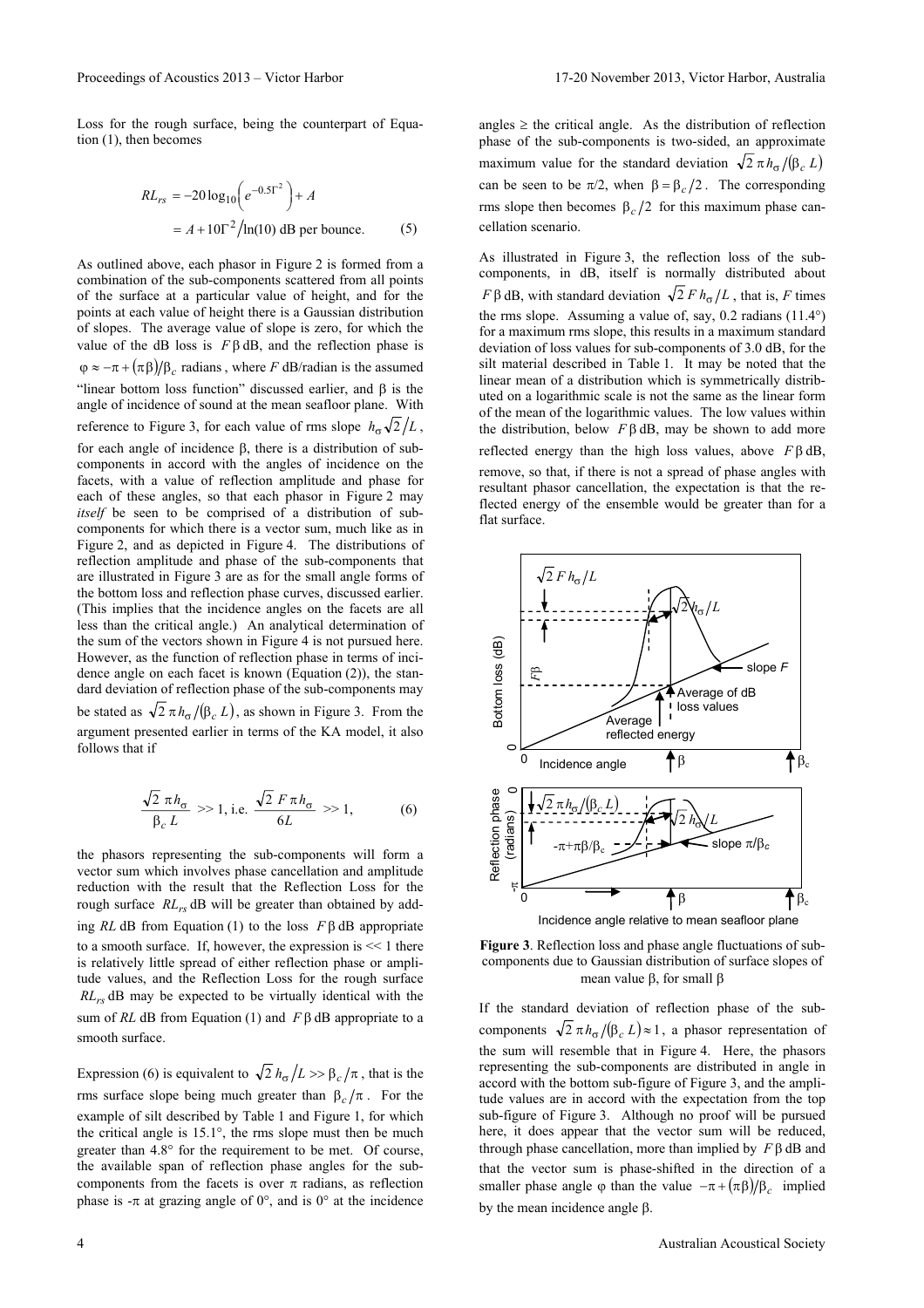Loss for the rough surface, being the counterpart of Equation (1), then becomes

$$RL_{rs} = -20\log_{10}\left(e^{-0.5\Gamma^2}\right) + A$$
$$= A + 10\Gamma^2/\ln(10) \text{ dB per bounce.} \qquad (5)$$

As outlined above, each phasor in Figure 2 is formed from a combination of the sub-components scattered from all points of the surface at a particular value of height, and for the points at each value of height there is a Gaussian distribution of slopes. The average value of slope is zero, for which the value of the dB loss is $F\beta$ dB, and the reflection phase is $\varphi \approx -\pi + (\pi\beta)/\beta_c$ radians, where $F$ dB/radian is the assumed "linear bottom loss function" discussed earlier, and $\beta$ is the angle of incidence of sound at the mean seafloor plane. With reference to Figure 3, for each value of rms slope $h_\sigma\sqrt{2}/L$, for each angle of incidence $\beta$, there is a distribution of sub-components in accord with the angles of incidence on the facets, with a value of reflection amplitude and phase for each of these angles, so that each phasor in Figure 2 may *itself* be seen to be comprised of a distribution of sub-components for which there is a vector sum, much like as in Figure 2, and as depicted in Figure 4. The distributions of reflection amplitude and phase of the sub-components that are illustrated in Figure 3 are as for the small angle forms of the bottom loss and reflection phase curves, discussed earlier. (This implies that the incidence angles on the facets are all less than the critical angle.) An analytical determination of the sum of the vectors shown in Figure 4 is not pursued here. However, as the function of reflection phase in terms of incidence angle on each facet is known (Equation (2)), the standard deviation of reflection phase of the sub-components may be stated as $\sqrt{2}\,\pi h_\sigma/(\beta_c L)$, as shown in Figure 3. From the argument presented earlier in terms of the KA model, it also follows that if

$$\frac{\sqrt{2}\,\pi h_\sigma}{\beta_c L} >> 1, \text{ i.e. } \frac{\sqrt{2}\,F\pi h_\sigma}{6L} >> 1, \qquad (6)$$

the phasors representing the sub-components will form a vector sum which involves phase cancellation and amplitude reduction with the result that the Reflection Loss for the rough surface $RL_{rs}$ dB will be greater than obtained by adding $RL$ dB from Equation (1) to the loss $F\beta$ dB appropriate to a smooth surface. If, however, the expression is << 1 there is relatively little spread of either reflection phase or amplitude values, and the Reflection Loss for the rough surface $RL_{rs}$ dB may be expected to be virtually identical with the sum of $RL$ dB from Equation (1) and $F\beta$ dB appropriate to a smooth surface.

Expression (6) is equivalent to $\sqrt{2}\,h_\sigma/L >> \beta_c/\pi$, that is the rms surface slope being much greater than $\beta_c/\pi$. For the example of silt described by Table 1 and Figure 1, for which the critical angle is 15.1°, the rms slope must then be much greater than 4.8° for the requirement to be met. Of course, the available span of reflection phase angles for the sub-components from the facets is over $\pi$ radians, as reflection phase is $-\pi$ at grazing angle of 0°, and is 0° at the incidence angles ≥ the critical angle. As the distribution of reflection phase of the sub-components is two-sided, an approximate maximum value for the standard deviation $\sqrt{2}\,\pi h_\sigma/(\beta_c L)$ can be seen to be $\pi/2$, when $\beta = \beta_c/2$. The corresponding rms slope then becomes $\beta_c/2$ for this maximum phase cancellation scenario.

As illustrated in Figure 3, the reflection loss of the sub-components, in dB, itself is normally distributed about $F\beta$ dB, with standard deviation $\sqrt{2}\,F h_\sigma/L$, that is, $F$ times the rms slope. Assuming a value of, say, 0.2 radians (11.4°) for a maximum rms slope, this results in a maximum standard deviation of loss values for sub-components of 3.0 dB, for the silt material described in Table 1. It may be noted that the linear mean of a distribution which is symmetrically distributed on a logarithmic scale is not the same as the linear form of the mean of the logarithmic values. The low values within the distribution, below $F\beta$ dB, may be shown to add more reflected energy than the high loss values, above $F\beta$ dB, remove, so that, if there is not a spread of phase angles with resultant phasor cancellation, the expectation is that the reflected energy of the ensemble would be greater than for a flat surface.

**Figure 3**. Reflection loss and phase angle fluctuations of sub-components due to Gaussian distribution of surface slopes of mean value $\beta$, for small $\beta$

If the standard deviation of reflection phase of the sub-components $\sqrt{2}\,\pi h_\sigma/(\beta_c L) \approx 1$, a phasor representation of the sum will resemble that in Figure 4. Here, the phasors representing the sub-components are distributed in angle in accord with the bottom sub-figure of Figure 3, and the amplitude values are in accord with the expectation from the top sub-figure of Figure 3. Although no proof will be pursued here, it does appear that the vector sum will be reduced, through phase cancellation, more than implied by $F\beta$ dB and that the vector sum is phase-shifted in the direction of a smaller phase angle $\varphi$ than the value $-\pi + (\pi\beta)/\beta_c$ implied by the mean incidence angle $\beta$.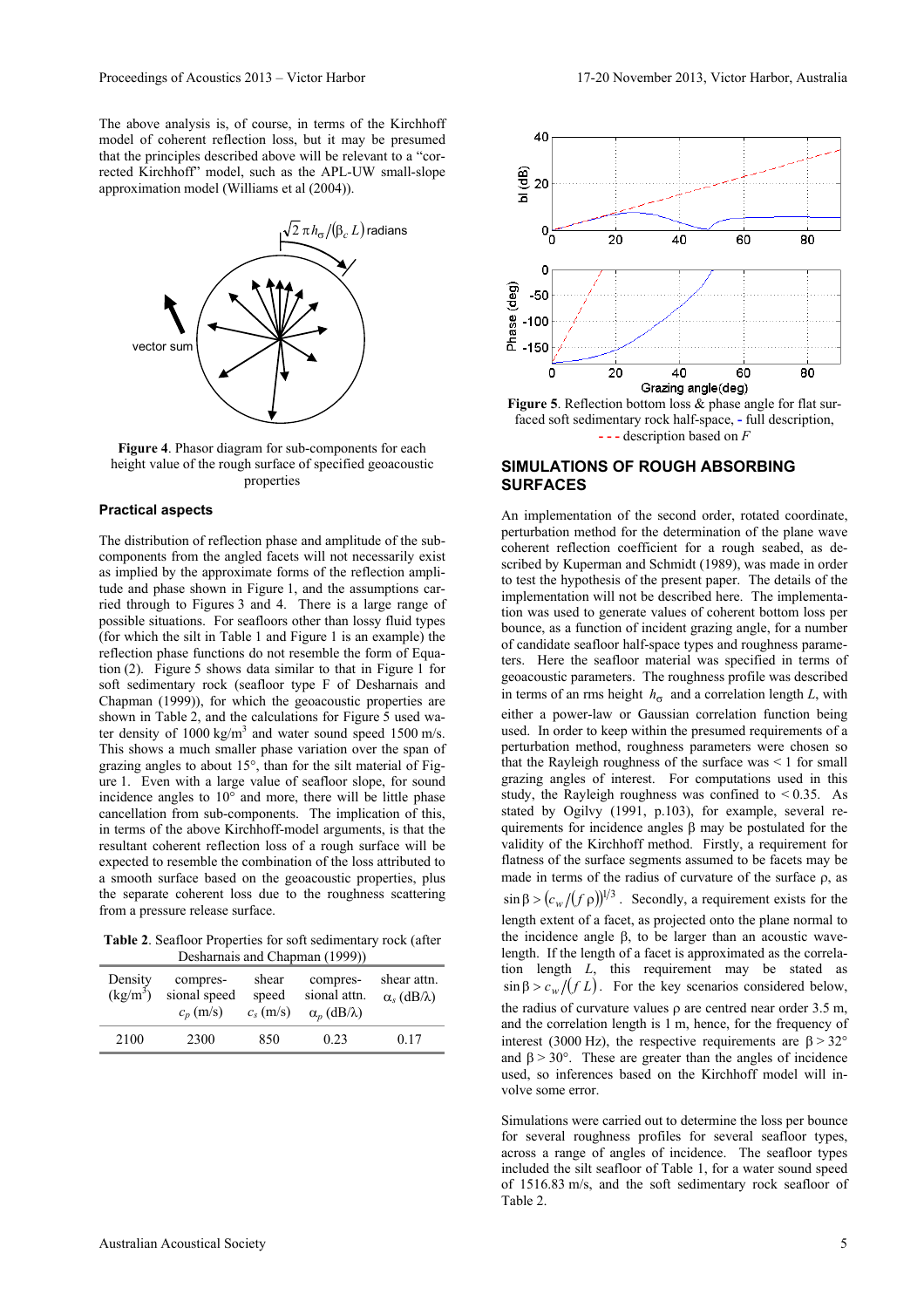The above analysis is, of course, in terms of the Kirchhoff model of coherent reflection loss, but it may be presumed that the principles described above will be relevant to a "corrected Kirchhoff" model, such as the APL-UW small-slope approximation model (Williams et al (2004)).

**Figure 4**. Phasor diagram for sub-components for each height value of the rough surface of specified geoacoustic properties

### Practical aspects

The distribution of reflection phase and amplitude of the sub-components from the angled facets will not necessarily exist as implied by the approximate forms of the reflection amplitude and phase shown in Figure 1, and the assumptions carried through to Figures 3 and 4. There is a large range of possible situations. For seafloors other than lossy fluid types (for which the silt in Table 1 and Figure 1 is an example) the reflection phase functions do not resemble the form of Equation (2). Figure 5 shows data similar to that in Figure 1 for soft sedimentary rock (seafloor type F of Desharnais and Chapman (1999)), for which the geoacoustic properties are shown in Table 2, and the calculations for Figure 5 used water density of 1000 kg/m$^3$ and water sound speed 1500 m/s. This shows a much smaller phase variation over the span of grazing angles to about 15°, than for the silt material of Figure 1. Even with a large value of seafloor slope, for sound incidence angles to 10° and more, there will be little phase cancellation from sub-components. The implication of this, in terms of the above Kirchhoff-model arguments, is that the resultant coherent reflection loss of a rough surface will be expected to resemble the combination of the loss attributed to a smooth surface based on the geoacoustic properties, plus the separate coherent loss due to the roughness scattering from a pressure release surface.

**Table 2**. Seafloor Properties for soft sedimentary rock (after Desharnais and Chapman (1999))

| Density (kg/m$^3$) | compres-sional speed $c_p$ (m/s) | shear speed $c_s$ (m/s) | compres-sional attn. $\alpha_p$ (dB/λ) | shear attn. $\alpha_s$ (dB/λ) |
|---|---|---|---|---|
| 2100 | 2300 | 850 | 0.23 | 0.17 |

**Figure 5**. Reflection bottom loss & phase angle for flat surfaced soft sedimentary rock half-space, - full description, - - - description based on *F*

## SIMULATIONS OF ROUGH ABSORBING SURFACES

An implementation of the second order, rotated coordinate, perturbation method for the determination of the plane wave coherent reflection coefficient for a rough seabed, as described by Kuperman and Schmidt (1989), was made in order to test the hypothesis of the present paper. The details of the implementation will not be described here. The implementation was used to generate values of coherent bottom loss per bounce, as a function of incident grazing angle, for a number of candidate seafloor half-space types and roughness parameters. Here the seafloor material was specified in terms of geoacoustic parameters. The roughness profile was described in terms of an rms height $h_\sigma$ and a correlation length $L$, with either a power-law or Gaussian correlation function being used. In order to keep within the presumed requirements of a perturbation method, roughness parameters were chosen so that the Rayleigh roughness of the surface was < 1 for small grazing angles of interest. For computations used in this study, the Rayleigh roughness was confined to < 0.35. As stated by Ogilvy (1991, p.103), for example, several requirements for incidence angles β may be postulated for the validity of the Kirchhoff method. Firstly, a requirement for flatness of the surface segments assumed to be facets may be made in terms of the radius of curvature of the surface ρ, as $\sin\beta > \left(c_w/(f\,\rho)\right)^{1/3}$. Secondly, a requirement exists for the length extent of a facet, as projected onto the plane normal to the incidence angle β, to be larger than an acoustic wavelength. If the length of a facet is approximated as the correlation length $L$, this requirement may be stated as $\sin\beta > c_w/(f\,L)$. For the key scenarios considered below, the radius of curvature values ρ are centred near order 3.5 m, and the correlation length is 1 m, hence, for the frequency of interest (3000 Hz), the respective requirements are β > 32° and β > 30°. These are greater than the angles of incidence used, so inferences based on the Kirchhoff model will involve some error.

Simulations were carried out to determine the loss per bounce for several roughness profiles for several seafloor types, across a range of angles of incidence. The seafloor types included the silt seafloor of Table 1, for a water sound speed of 1516.83 m/s, and the soft sedimentary rock seafloor of Table 2.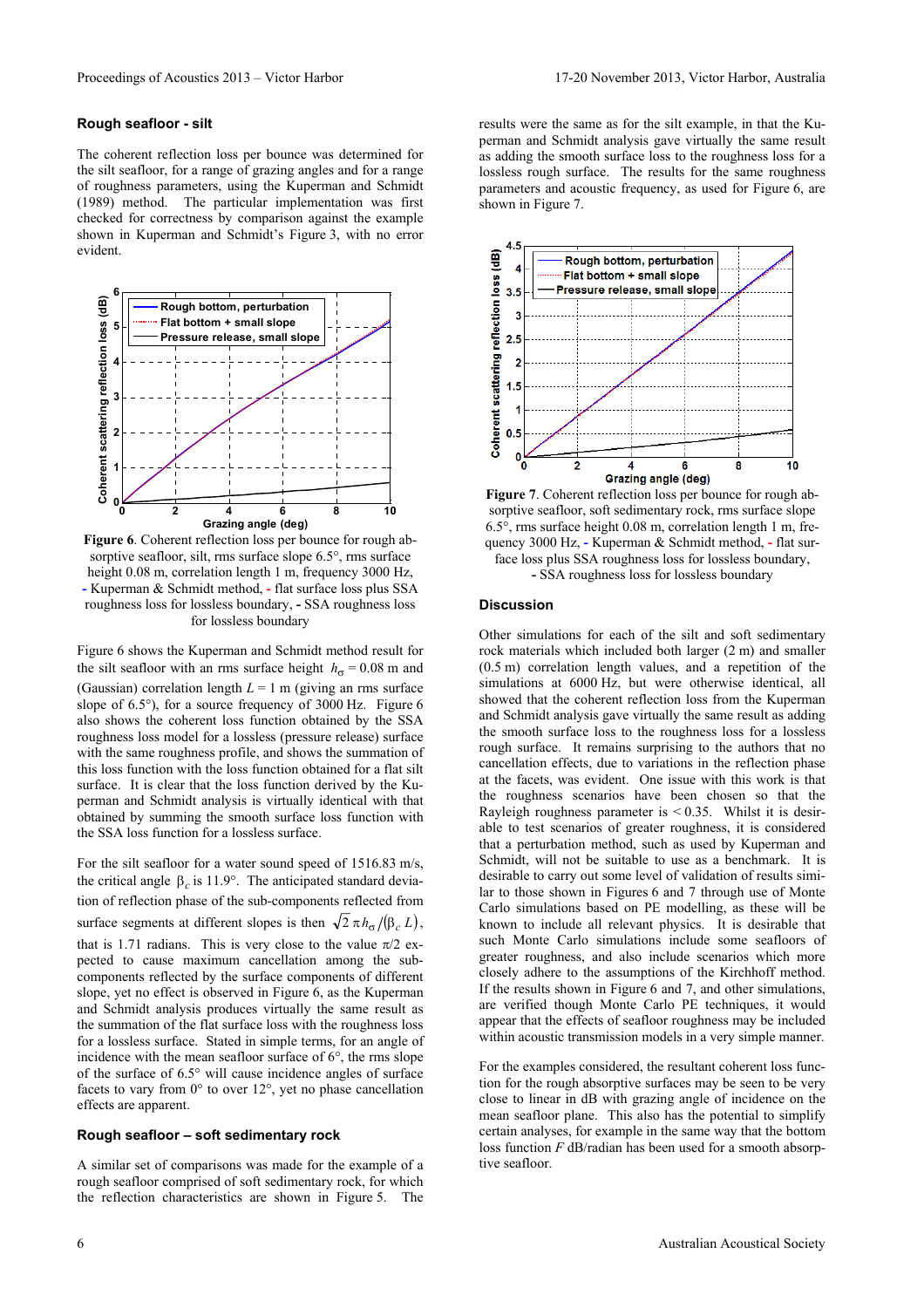### Rough seafloor - silt

The coherent reflection loss per bounce was determined for the silt seafloor, for a range of grazing angles and for a range of roughness parameters, using the Kuperman and Schmidt (1989) method. The particular implementation was first checked for correctness by comparison against the example shown in Kuperman and Schmidt's Figure 3, with no error evident.

**Figure 6**. Coherent reflection loss per bounce for rough absorptive seafloor, silt, rms surface slope 6.5°, rms surface height 0.08 m, correlation length 1 m, frequency 3000 Hz, - Kuperman & Schmidt method, - flat surface loss plus SSA roughness loss for lossless boundary, - SSA roughness loss for lossless boundary

Figure 6 shows the Kuperman and Schmidt method result for the silt seafloor with an rms surface height $h_\sigma = 0.08$ m and (Gaussian) correlation length $L = 1$ m (giving an rms surface slope of 6.5°), for a source frequency of 3000 Hz. Figure 6 also shows the coherent loss function obtained by the SSA roughness loss model for a lossless (pressure release) surface with the same roughness profile, and shows the summation of this loss function with the loss function obtained for a flat silt surface. It is clear that the loss function derived by the Kuperman and Schmidt analysis is virtually identical with that obtained by summing the smooth surface loss function with the SSA loss function for a lossless surface.

For the silt seafloor for a water sound speed of 1516.83 m/s, the critical angle $\beta_c$ is 11.9°. The anticipated standard deviation of reflection phase of the sub-components reflected from surface segments at different slopes is then $\sqrt{2}\,\pi h_\sigma / (\beta_c\, L)$, that is 1.71 radians. This is very close to the value $\pi/2$ expected to cause maximum cancellation among the sub-components reflected by the surface components of different slope, yet no effect is observed in Figure 6, as the Kuperman and Schmidt analysis produces virtually the same result as the summation of the flat surface loss with the roughness loss for a lossless surface. Stated in simple terms, for an angle of incidence with the mean seafloor surface of 6°, the rms slope of the surface of 6.5° will cause incidence angles of surface facets to vary from 0° to over 12°, yet no phase cancellation effects are apparent.

### Rough seafloor – soft sedimentary rock

A similar set of comparisons was made for the example of a rough seafloor comprised of soft sedimentary rock, for which the reflection characteristics are shown in Figure 5. The results were the same as for the silt example, in that the Kuperman and Schmidt analysis gave virtually the same result as adding the smooth surface loss to the roughness loss for a lossless rough surface. The results for the same roughness parameters and acoustic frequency, as used for Figure 6, are shown in Figure 7.

**Figure 7**. Coherent reflection loss per bounce for rough absorptive seafloor, soft sedimentary rock, rms surface slope 6.5°, rms surface height 0.08 m, correlation length 1 m, frequency 3000 Hz, - Kuperman & Schmidt method, - flat surface loss plus SSA roughness loss for lossless boundary, - SSA roughness loss for lossless boundary

### Discussion

Other simulations for each of the silt and soft sedimentary rock materials which included both larger (2 m) and smaller (0.5 m) correlation length values, and a repetition of the simulations at 6000 Hz, but were otherwise identical, all showed that the coherent reflection loss from the Kuperman and Schmidt analysis gave virtually the same result as adding the smooth surface loss to the roughness loss for a lossless rough surface. It remains surprising to the authors that no cancellation effects, due to variations in the reflection phase at the facets, was evident. One issue with this work is that the roughness scenarios have been chosen so that the Rayleigh roughness parameter is < 0.35. Whilst it is desirable to test scenarios of greater roughness, it is considered that a perturbation method, such as used by Kuperman and Schmidt, will not be suitable to use as a benchmark. It is desirable to carry out some level of validation of results similar to those shown in Figures 6 and 7 through use of Monte Carlo simulations based on PE modelling, as these will be known to include all relevant physics. It is desirable that such Monte Carlo simulations include some seafloors of greater roughness, and also include scenarios which more closely adhere to the assumptions of the Kirchhoff method. If the results shown in Figure 6 and 7, and other simulations, are verified though Monte Carlo PE techniques, it would appear that the effects of seafloor roughness may be included within acoustic transmission models in a very simple manner.

For the examples considered, the resultant coherent loss function for the rough absorptive surfaces may be seen to be very close to linear in dB with grazing angle of incidence on the mean seafloor plane. This also has the potential to simplify certain analyses, for example in the same way that the bottom loss function $F$ dB/radian has been used for a smooth absorptive seafloor.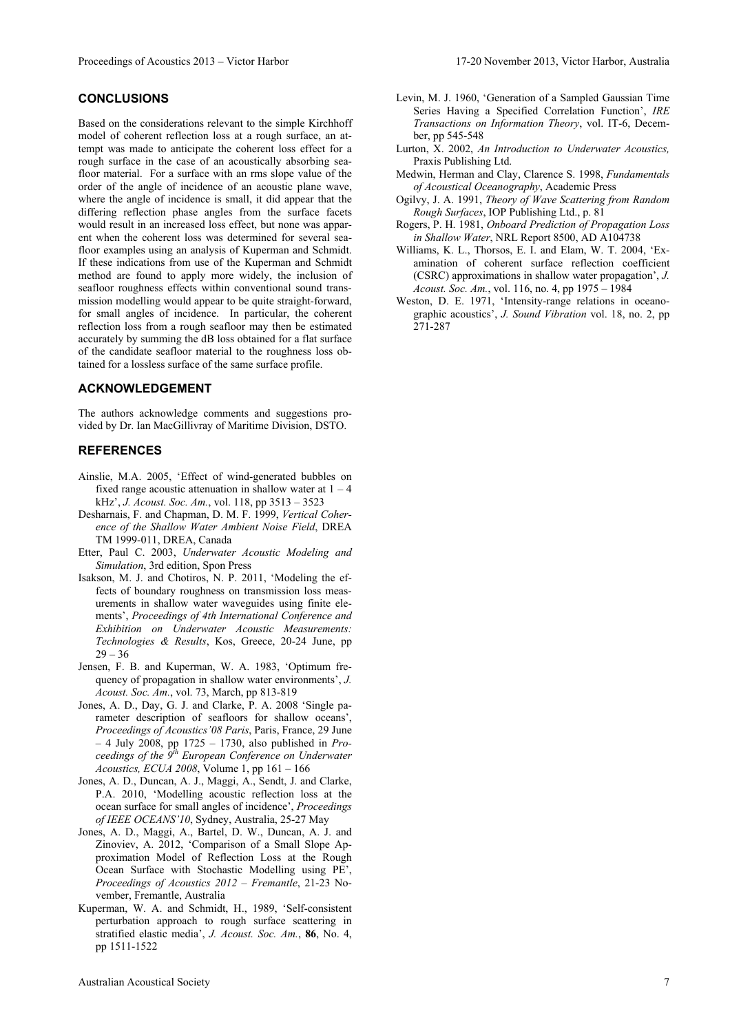## CONCLUSIONS

Based on the considerations relevant to the simple Kirchhoff model of coherent reflection loss at a rough surface, an attempt was made to anticipate the coherent loss effect for a rough surface in the case of an acoustically absorbing seafloor material. For a surface with an rms slope value of the order of the angle of incidence of an acoustic plane wave, where the angle of incidence is small, it did appear that the differing reflection phase angles from the surface facets would result in an increased loss effect, but none was apparent when the coherent loss was determined for several seafloor examples using an analysis of Kuperman and Schmidt. If these indications from use of the Kuperman and Schmidt method are found to apply more widely, the inclusion of seafloor roughness effects within conventional sound transmission modelling would appear to be quite straight-forward, for small angles of incidence. In particular, the coherent reflection loss from a rough seafloor may then be estimated accurately by summing the dB loss obtained for a flat surface of the candidate seafloor material to the roughness loss obtained for a lossless surface of the same surface profile.

## ACKNOWLEDGEMENT

The authors acknowledge comments and suggestions provided by Dr. Ian MacGillivray of Maritime Division, DSTO.

## REFERENCES

- Ainslie, M.A. 2005, 'Effect of wind-generated bubbles on fixed range acoustic attenuation in shallow water at 1 – 4 kHz', *J. Acoust. Soc. Am.*, vol. 118, pp 3513 – 3523
- Desharnais, F. and Chapman, D. M. F. 1999, *Vertical Coherence of the Shallow Water Ambient Noise Field*, DREA TM 1999-011, DREA, Canada
- Etter, Paul C. 2003, *Underwater Acoustic Modeling and Simulation*, 3rd edition, Spon Press
- Isakson, M. J. and Chotiros, N. P. 2011, 'Modeling the effects of boundary roughness on transmission loss measurements in shallow water waveguides using finite elements', *Proceedings of 4th International Conference and Exhibition on Underwater Acoustic Measurements: Technologies & Results*, Kos, Greece, 20-24 June, pp 29 – 36
- Jensen, F. B. and Kuperman, W. A. 1983, 'Optimum frequency of propagation in shallow water environments', *J. Acoust. Soc. Am.*, vol. 73, March, pp 813-819
- Jones, A. D., Day, G. J. and Clarke, P. A. 2008 'Single parameter description of seafloors for shallow oceans', *Proceedings of Acoustics'08 Paris*, Paris, France, 29 June – 4 July 2008, pp 1725 – 1730, also published in *Proceedings of the 9th European Conference on Underwater Acoustics, ECUA 2008*, Volume 1, pp 161 – 166
- Jones, A. D., Duncan, A. J., Maggi, A., Sendt, J. and Clarke, P.A. 2010, 'Modelling acoustic reflection loss at the ocean surface for small angles of incidence', *Proceedings of IEEE OCEANS'10*, Sydney, Australia, 25-27 May
- Jones, A. D., Maggi, A., Bartel, D. W., Duncan, A. J. and Zinoviev, A. 2012, 'Comparison of a Small Slope Approximation Model of Reflection Loss at the Rough Ocean Surface with Stochastic Modelling using PE', *Proceedings of Acoustics 2012 – Fremantle*, 21-23 November, Fremantle, Australia
- Kuperman, W. A. and Schmidt, H., 1989, 'Self-consistent perturbation approach to rough surface scattering in stratified elastic media', *J. Acoust. Soc. Am.*, **86**, No. 4, pp 1511-1522
- Levin, M. J. 1960, 'Generation of a Sampled Gaussian Time Series Having a Specified Correlation Function', *IRE Transactions on Information Theory*, vol. IT-6, December, pp 545-548
- Lurton, X. 2002, *An Introduction to Underwater Acoustics,* Praxis Publishing Ltd.
- Medwin, Herman and Clay, Clarence S. 1998, *Fundamentals of Acoustical Oceanography*, Academic Press
- Ogilvy, J. A. 1991, *Theory of Wave Scattering from Random Rough Surfaces*, IOP Publishing Ltd., p. 81
- Rogers, P. H. 1981, *Onboard Prediction of Propagation Loss in Shallow Water*, NRL Report 8500, AD A104738
- Williams, K. L., Thorsos, E. I. and Elam, W. T. 2004, 'Examination of coherent surface reflection coefficient (CSRC) approximations in shallow water propagation', *J. Acoust. Soc. Am.*, vol. 116, no. 4, pp 1975 – 1984
- Weston, D. E. 1971, 'Intensity-range relations in oceanographic acoustics', *J. Sound Vibration* vol. 18, no. 2, pp 271-287